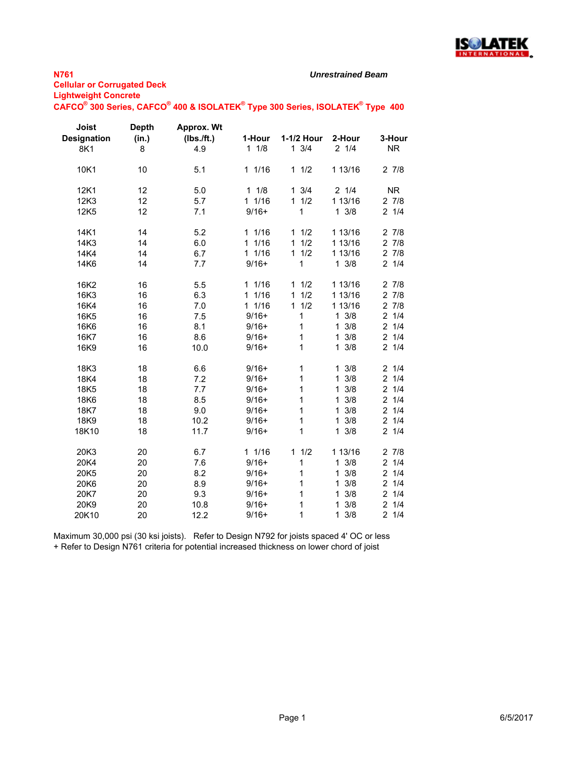**N761**

**Cellular or Corrugated Deck**

**Lightweight Concrete**

**CAFCO® 300 Series, CAFCO® 400 & ISOLATEK® Type 300 Series, ISOLATEK® Type 400**

***Unrestrained Beam***

| Joist Designation | Depth (in.) | Approx. Wt (lbs./ft.) | 1-Hour | 1-1/2 Hour | 2-Hour | 3-Hour |
|---|---|---|---|---|---|---|
| 8K1 | 8 | 4.9 | 1 1/8 | 1 3/4 | 2 1/4 | NR |
| 10K1 | 10 | 5.1 | 1 1/16 | 1 1/2 | 1 13/16 | 2 7/8 |
| 12K1 | 12 | 5.0 | 1 1/8 | 1 3/4 | 2 1/4 | NR |
| 12K3 | 12 | 5.7 | 1 1/16 | 1 1/2 | 1 13/16 | 2 7/8 |
| 12K5 | 12 | 7.1 | 9/16+ | 1 | 1 3/8 | 2 1/4 |
| 14K1 | 14 | 5.2 | 1 1/16 | 1 1/2 | 1 13/16 | 2 7/8 |
| 14K3 | 14 | 6.0 | 1 1/16 | 1 1/2 | 1 13/16 | 2 7/8 |
| 14K4 | 14 | 6.7 | 1 1/16 | 1 1/2 | 1 13/16 | 2 7/8 |
| 14K6 | 14 | 7.7 | 9/16+ | 1 | 1 3/8 | 2 1/4 |
| 16K2 | 16 | 5.5 | 1 1/16 | 1 1/2 | 1 13/16 | 2 7/8 |
| 16K3 | 16 | 6.3 | 1 1/16 | 1 1/2 | 1 13/16 | 2 7/8 |
| 16K4 | 16 | 7.0 | 1 1/16 | 1 1/2 | 1 13/16 | 2 7/8 |
| 16K5 | 16 | 7.5 | 9/16+ | 1 | 1 3/8 | 2 1/4 |
| 16K6 | 16 | 8.1 | 9/16+ | 1 | 1 3/8 | 2 1/4 |
| 16K7 | 16 | 8.6 | 9/16+ | 1 | 1 3/8 | 2 1/4 |
| 16K9 | 16 | 10.0 | 9/16+ | 1 | 1 3/8 | 2 1/4 |
| 18K3 | 18 | 6.6 | 9/16+ | 1 | 1 3/8 | 2 1/4 |
| 18K4 | 18 | 7.2 | 9/16+ | 1 | 1 3/8 | 2 1/4 |
| 18K5 | 18 | 7.7 | 9/16+ | 1 | 1 3/8 | 2 1/4 |
| 18K6 | 18 | 8.5 | 9/16+ | 1 | 1 3/8 | 2 1/4 |
| 18K7 | 18 | 9.0 | 9/16+ | 1 | 1 3/8 | 2 1/4 |
| 18K9 | 18 | 10.2 | 9/16+ | 1 | 1 3/8 | 2 1/4 |
| 18K10 | 18 | 11.7 | 9/16+ | 1 | 1 3/8 | 2 1/4 |
| 20K3 | 20 | 6.7 | 1 1/16 | 1 1/2 | 1 13/16 | 2 7/8 |
| 20K4 | 20 | 7.6 | 9/16+ | 1 | 1 3/8 | 2 1/4 |
| 20K5 | 20 | 8.2 | 9/16+ | 1 | 1 3/8 | 2 1/4 |
| 20K6 | 20 | 8.9 | 9/16+ | 1 | 1 3/8 | 2 1/4 |
| 20K7 | 20 | 9.3 | 9/16+ | 1 | 1 3/8 | 2 1/4 |
| 20K9 | 20 | 10.8 | 9/16+ | 1 | 1 3/8 | 2 1/4 |
| 20K10 | 20 | 12.2 | 9/16+ | 1 | 1 3/8 | 2 1/4 |

Maximum 30,000 psi (30 ksi joists). Refer to Design N792 for joists spaced 4' OC or less

+ Refer to Design N761 criteria for potential increased thickness on lower chord of joist

6/5/2017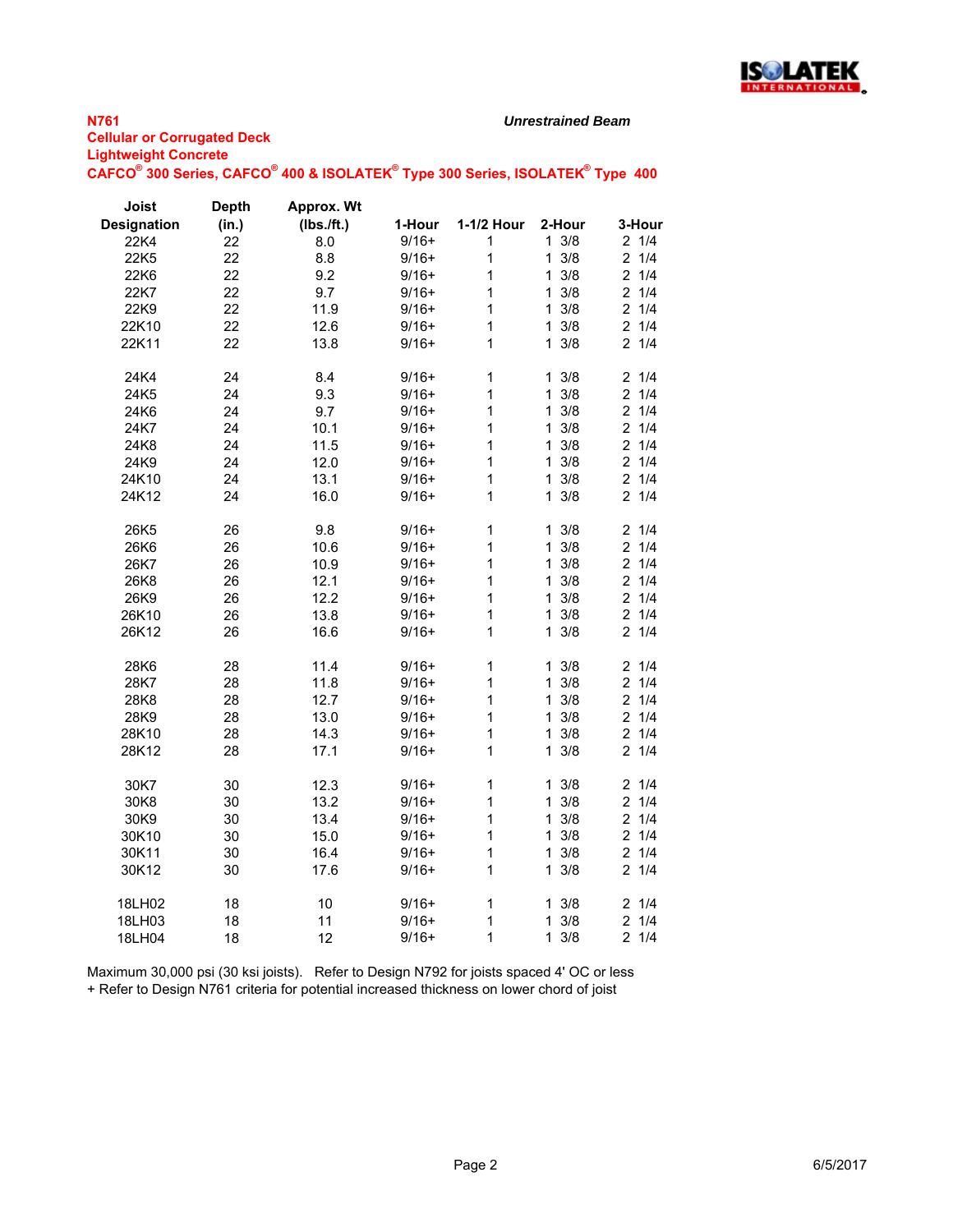**N761**

*Unrestrained Beam*

**Cellular or Corrugated Deck**

**Lightweight Concrete**

**CAFCO® 300 Series, CAFCO® 400 & ISOLATEK® Type 300 Series, ISOLATEK® Type 400**

| Joist Designation | Depth (in.) | Approx. Wt (lbs./ft.) | 1-Hour | 1-1/2 Hour | 2-Hour | 3-Hour |
|---|---|---|---|---|---|---|
| 22K4 | 22 | 8.0 | 9/16+ | 1 | 1 3/8 | 2 1/4 |
| 22K5 | 22 | 8.8 | 9/16+ | 1 | 1 3/8 | 2 1/4 |
| 22K6 | 22 | 9.2 | 9/16+ | 1 | 1 3/8 | 2 1/4 |
| 22K7 | 22 | 9.7 | 9/16+ | 1 | 1 3/8 | 2 1/4 |
| 22K9 | 22 | 11.9 | 9/16+ | 1 | 1 3/8 | 2 1/4 |
| 22K10 | 22 | 12.6 | 9/16+ | 1 | 1 3/8 | 2 1/4 |
| 22K11 | 22 | 13.8 | 9/16+ | 1 | 1 3/8 | 2 1/4 |
| | | | | | | |
| 24K4 | 24 | 8.4 | 9/16+ | 1 | 1 3/8 | 2 1/4 |
| 24K5 | 24 | 9.3 | 9/16+ | 1 | 1 3/8 | 2 1/4 |
| 24K6 | 24 | 9.7 | 9/16+ | 1 | 1 3/8 | 2 1/4 |
| 24K7 | 24 | 10.1 | 9/16+ | 1 | 1 3/8 | 2 1/4 |
| 24K8 | 24 | 11.5 | 9/16+ | 1 | 1 3/8 | 2 1/4 |
| 24K9 | 24 | 12.0 | 9/16+ | 1 | 1 3/8 | 2 1/4 |
| 24K10 | 24 | 13.1 | 9/16+ | 1 | 1 3/8 | 2 1/4 |
| 24K12 | 24 | 16.0 | 9/16+ | 1 | 1 3/8 | 2 1/4 |
| | | | | | | |
| 26K5 | 26 | 9.8 | 9/16+ | 1 | 1 3/8 | 2 1/4 |
| 26K6 | 26 | 10.6 | 9/16+ | 1 | 1 3/8 | 2 1/4 |
| 26K7 | 26 | 10.9 | 9/16+ | 1 | 1 3/8 | 2 1/4 |
| 26K8 | 26 | 12.1 | 9/16+ | 1 | 1 3/8 | 2 1/4 |
| 26K9 | 26 | 12.2 | 9/16+ | 1 | 1 3/8 | 2 1/4 |
| 26K10 | 26 | 13.8 | 9/16+ | 1 | 1 3/8 | 2 1/4 |
| 26K12 | 26 | 16.6 | 9/16+ | 1 | 1 3/8 | 2 1/4 |
| | | | | | | |
| 28K6 | 28 | 11.4 | 9/16+ | 1 | 1 3/8 | 2 1/4 |
| 28K7 | 28 | 11.8 | 9/16+ | 1 | 1 3/8 | 2 1/4 |
| 28K8 | 28 | 12.7 | 9/16+ | 1 | 1 3/8 | 2 1/4 |
| 28K9 | 28 | 13.0 | 9/16+ | 1 | 1 3/8 | 2 1/4 |
| 28K10 | 28 | 14.3 | 9/16+ | 1 | 1 3/8 | 2 1/4 |
| 28K12 | 28 | 17.1 | 9/16+ | 1 | 1 3/8 | 2 1/4 |
| | | | | | | |
| 30K7 | 30 | 12.3 | 9/16+ | 1 | 1 3/8 | 2 1/4 |
| 30K8 | 30 | 13.2 | 9/16+ | 1 | 1 3/8 | 2 1/4 |
| 30K9 | 30 | 13.4 | 9/16+ | 1 | 1 3/8 | 2 1/4 |
| 30K10 | 30 | 15.0 | 9/16+ | 1 | 1 3/8 | 2 1/4 |
| 30K11 | 30 | 16.4 | 9/16+ | 1 | 1 3/8 | 2 1/4 |
| 30K12 | 30 | 17.6 | 9/16+ | 1 | 1 3/8 | 2 1/4 |
| | | | | | | |
| 18LH02 | 18 | 10 | 9/16+ | 1 | 1 3/8 | 2 1/4 |
| 18LH03 | 18 | 11 | 9/16+ | 1 | 1 3/8 | 2 1/4 |
| 18LH04 | 18 | 12 | 9/16+ | 1 | 1 3/8 | 2 1/4 |

Maximum 30,000 psi (30 ksi joists). Refer to Design N792 for joists spaced 4' OC or less

+ Refer to Design N761 criteria for potential increased thickness on lower chord of joist

6/5/2017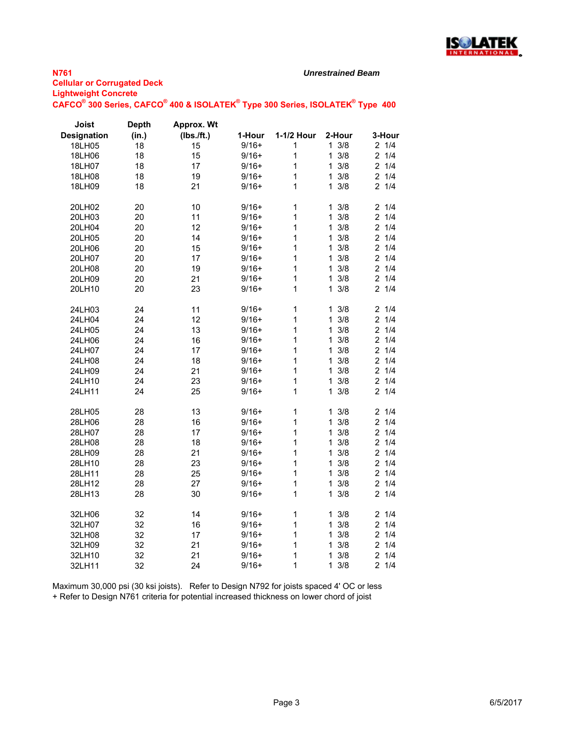**N761**

**Cellular or Corrugated Deck**

**Lightweight Concrete**

**CAFCO® 300 Series, CAFCO® 400 & ISOLATEK® Type 300 Series, ISOLATEK® Type 400**

***Unrestrained Beam***

| Joist Designation | Depth (in.) | Approx. Wt (lbs./ft.) | 1-Hour | 1-1/2 Hour | 2-Hour | 3-Hour |
|---|---|---|---|---|---|---|
| 18LH05 | 18 | 15 | 9/16+ | 1 | 1 3/8 | 2 1/4 |
| 18LH06 | 18 | 15 | 9/16+ | 1 | 1 3/8 | 2 1/4 |
| 18LH07 | 18 | 17 | 9/16+ | 1 | 1 3/8 | 2 1/4 |
| 18LH08 | 18 | 19 | 9/16+ | 1 | 1 3/8 | 2 1/4 |
| 18LH09 | 18 | 21 | 9/16+ | 1 | 1 3/8 | 2 1/4 |
| 20LH02 | 20 | 10 | 9/16+ | 1 | 1 3/8 | 2 1/4 |
| 20LH03 | 20 | 11 | 9/16+ | 1 | 1 3/8 | 2 1/4 |
| 20LH04 | 20 | 12 | 9/16+ | 1 | 1 3/8 | 2 1/4 |
| 20LH05 | 20 | 14 | 9/16+ | 1 | 1 3/8 | 2 1/4 |
| 20LH06 | 20 | 15 | 9/16+ | 1 | 1 3/8 | 2 1/4 |
| 20LH07 | 20 | 17 | 9/16+ | 1 | 1 3/8 | 2 1/4 |
| 20LH08 | 20 | 19 | 9/16+ | 1 | 1 3/8 | 2 1/4 |
| 20LH09 | 20 | 21 | 9/16+ | 1 | 1 3/8 | 2 1/4 |
| 20LH10 | 20 | 23 | 9/16+ | 1 | 1 3/8 | 2 1/4 |
| 24LH03 | 24 | 11 | 9/16+ | 1 | 1 3/8 | 2 1/4 |
| 24LH04 | 24 | 12 | 9/16+ | 1 | 1 3/8 | 2 1/4 |
| 24LH05 | 24 | 13 | 9/16+ | 1 | 1 3/8 | 2 1/4 |
| 24LH06 | 24 | 16 | 9/16+ | 1 | 1 3/8 | 2 1/4 |
| 24LH07 | 24 | 17 | 9/16+ | 1 | 1 3/8 | 2 1/4 |
| 24LH08 | 24 | 18 | 9/16+ | 1 | 1 3/8 | 2 1/4 |
| 24LH09 | 24 | 21 | 9/16+ | 1 | 1 3/8 | 2 1/4 |
| 24LH10 | 24 | 23 | 9/16+ | 1 | 1 3/8 | 2 1/4 |
| 24LH11 | 24 | 25 | 9/16+ | 1 | 1 3/8 | 2 1/4 |
| 28LH05 | 28 | 13 | 9/16+ | 1 | 1 3/8 | 2 1/4 |
| 28LH06 | 28 | 16 | 9/16+ | 1 | 1 3/8 | 2 1/4 |
| 28LH07 | 28 | 17 | 9/16+ | 1 | 1 3/8 | 2 1/4 |
| 28LH08 | 28 | 18 | 9/16+ | 1 | 1 3/8 | 2 1/4 |
| 28LH09 | 28 | 21 | 9/16+ | 1 | 1 3/8 | 2 1/4 |
| 28LH10 | 28 | 23 | 9/16+ | 1 | 1 3/8 | 2 1/4 |
| 28LH11 | 28 | 25 | 9/16+ | 1 | 1 3/8 | 2 1/4 |
| 28LH12 | 28 | 27 | 9/16+ | 1 | 1 3/8 | 2 1/4 |
| 28LH13 | 28 | 30 | 9/16+ | 1 | 1 3/8 | 2 1/4 |
| 32LH06 | 32 | 14 | 9/16+ | 1 | 1 3/8 | 2 1/4 |
| 32LH07 | 32 | 16 | 9/16+ | 1 | 1 3/8 | 2 1/4 |
| 32LH08 | 32 | 17 | 9/16+ | 1 | 1 3/8 | 2 1/4 |
| 32LH09 | 32 | 21 | 9/16+ | 1 | 1 3/8 | 2 1/4 |
| 32LH10 | 32 | 21 | 9/16+ | 1 | 1 3/8 | 2 1/4 |
| 32LH11 | 32 | 24 | 9/16+ | 1 | 1 3/8 | 2 1/4 |

Maximum 30,000 psi (30 ksi joists). Refer to Design N792 for joists spaced 4' OC or less

+ Refer to Design N761 criteria for potential increased thickness on lower chord of joist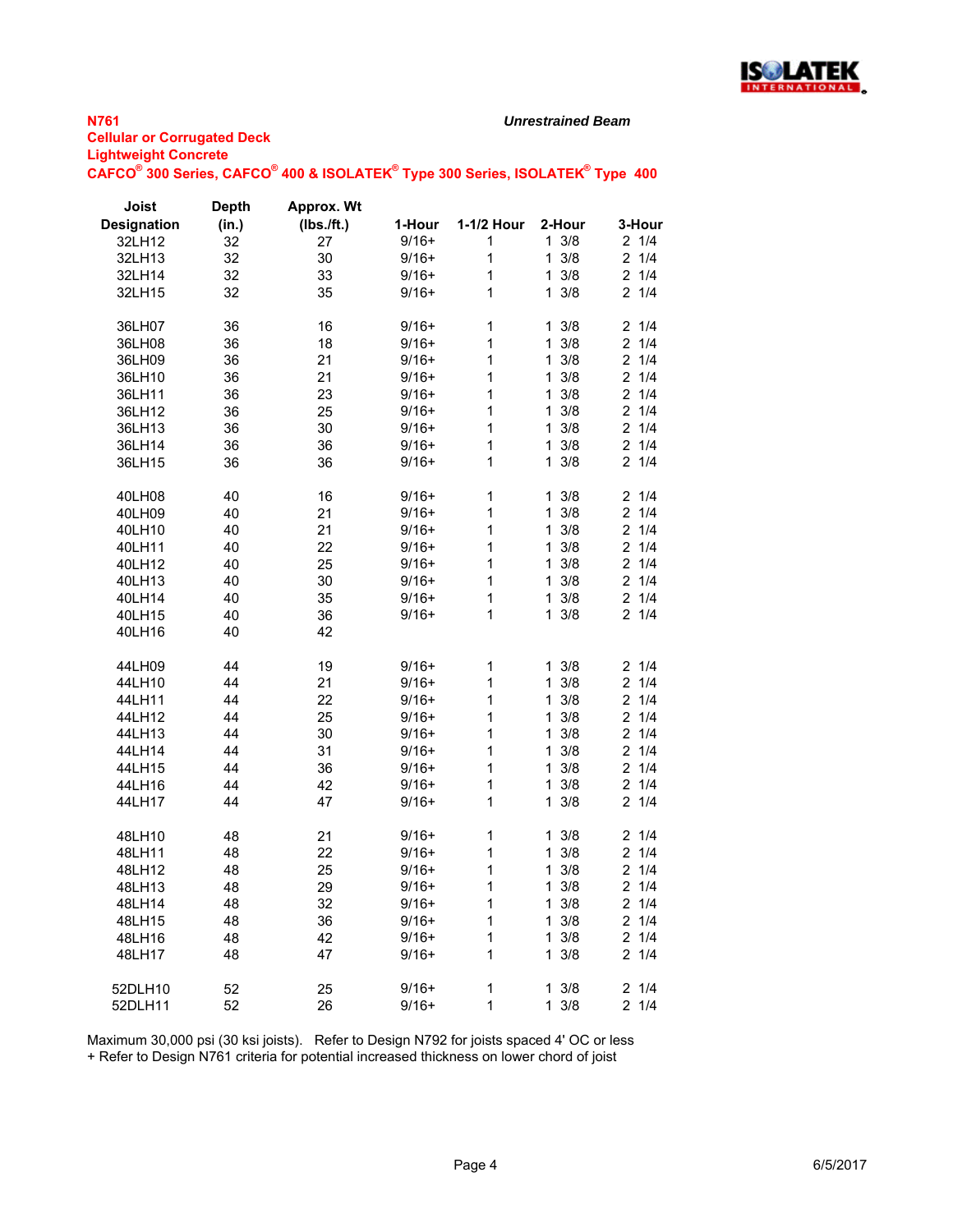**N761** *Unrestrained Beam*

**Cellular or Corrugated Deck**

**Lightweight Concrete**

**CAFCO® 300 Series, CAFCO® 400 & ISOLATEK® Type 300 Series, ISOLATEK® Type 400**

| Joist Designation | Depth (in.) | Approx. Wt (lbs./ft.) | 1-Hour | 1-1/2 Hour | 2-Hour | 3-Hour |
|---|---|---|---|---|---|---|
| 32LH12 | 32 | 27 | 9/16+ | 1 | 1 3/8 | 2 1/4 |
| 32LH13 | 32 | 30 | 9/16+ | 1 | 1 3/8 | 2 1/4 |
| 32LH14 | 32 | 33 | 9/16+ | 1 | 1 3/8 | 2 1/4 |
| 32LH15 | 32 | 35 | 9/16+ | 1 | 1 3/8 | 2 1/4 |
| | | | | | | |
| 36LH07 | 36 | 16 | 9/16+ | 1 | 1 3/8 | 2 1/4 |
| 36LH08 | 36 | 18 | 9/16+ | 1 | 1 3/8 | 2 1/4 |
| 36LH09 | 36 | 21 | 9/16+ | 1 | 1 3/8 | 2 1/4 |
| 36LH10 | 36 | 21 | 9/16+ | 1 | 1 3/8 | 2 1/4 |
| 36LH11 | 36 | 23 | 9/16+ | 1 | 1 3/8 | 2 1/4 |
| 36LH12 | 36 | 25 | 9/16+ | 1 | 1 3/8 | 2 1/4 |
| 36LH13 | 36 | 30 | 9/16+ | 1 | 1 3/8 | 2 1/4 |
| 36LH14 | 36 | 36 | 9/16+ | 1 | 1 3/8 | 2 1/4 |
| 36LH15 | 36 | 36 | 9/16+ | 1 | 1 3/8 | 2 1/4 |
| | | | | | | |
| 40LH08 | 40 | 16 | 9/16+ | 1 | 1 3/8 | 2 1/4 |
| 40LH09 | 40 | 21 | 9/16+ | 1 | 1 3/8 | 2 1/4 |
| 40LH10 | 40 | 21 | 9/16+ | 1 | 1 3/8 | 2 1/4 |
| 40LH11 | 40 | 22 | 9/16+ | 1 | 1 3/8 | 2 1/4 |
| 40LH12 | 40 | 25 | 9/16+ | 1 | 1 3/8 | 2 1/4 |
| 40LH13 | 40 | 30 | 9/16+ | 1 | 1 3/8 | 2 1/4 |
| 40LH14 | 40 | 35 | 9/16+ | 1 | 1 3/8 | 2 1/4 |
| 40LH15 | 40 | 36 | 9/16+ | 1 | 1 3/8 | 2 1/4 |
| 40LH16 | 40 | 42 | | | | |
| | | | | | | |
| 44LH09 | 44 | 19 | 9/16+ | 1 | 1 3/8 | 2 1/4 |
| 44LH10 | 44 | 21 | 9/16+ | 1 | 1 3/8 | 2 1/4 |
| 44LH11 | 44 | 22 | 9/16+ | 1 | 1 3/8 | 2 1/4 |
| 44LH12 | 44 | 25 | 9/16+ | 1 | 1 3/8 | 2 1/4 |
| 44LH13 | 44 | 30 | 9/16+ | 1 | 1 3/8 | 2 1/4 |
| 44LH14 | 44 | 31 | 9/16+ | 1 | 1 3/8 | 2 1/4 |
| 44LH15 | 44 | 36 | 9/16+ | 1 | 1 3/8 | 2 1/4 |
| 44LH16 | 44 | 42 | 9/16+ | 1 | 1 3/8 | 2 1/4 |
| 44LH17 | 44 | 47 | 9/16+ | 1 | 1 3/8 | 2 1/4 |
| | | | | | | |
| 48LH10 | 48 | 21 | 9/16+ | 1 | 1 3/8 | 2 1/4 |
| 48LH11 | 48 | 22 | 9/16+ | 1 | 1 3/8 | 2 1/4 |
| 48LH12 | 48 | 25 | 9/16+ | 1 | 1 3/8 | 2 1/4 |
| 48LH13 | 48 | 29 | 9/16+ | 1 | 1 3/8 | 2 1/4 |
| 48LH14 | 48 | 32 | 9/16+ | 1 | 1 3/8 | 2 1/4 |
| 48LH15 | 48 | 36 | 9/16+ | 1 | 1 3/8 | 2 1/4 |
| 48LH16 | 48 | 42 | 9/16+ | 1 | 1 3/8 | 2 1/4 |
| 48LH17 | 48 | 47 | 9/16+ | 1 | 1 3/8 | 2 1/4 |
| | | | | | | |
| 52DLH10 | 52 | 25 | 9/16+ | 1 | 1 3/8 | 2 1/4 |
| 52DLH11 | 52 | 26 | 9/16+ | 1 | 1 3/8 | 2 1/4 |

Maximum 30,000 psi (30 ksi joists). Refer to Design N792 for joists spaced 4' OC or less

+ Refer to Design N761 criteria for potential increased thickness on lower chord of joist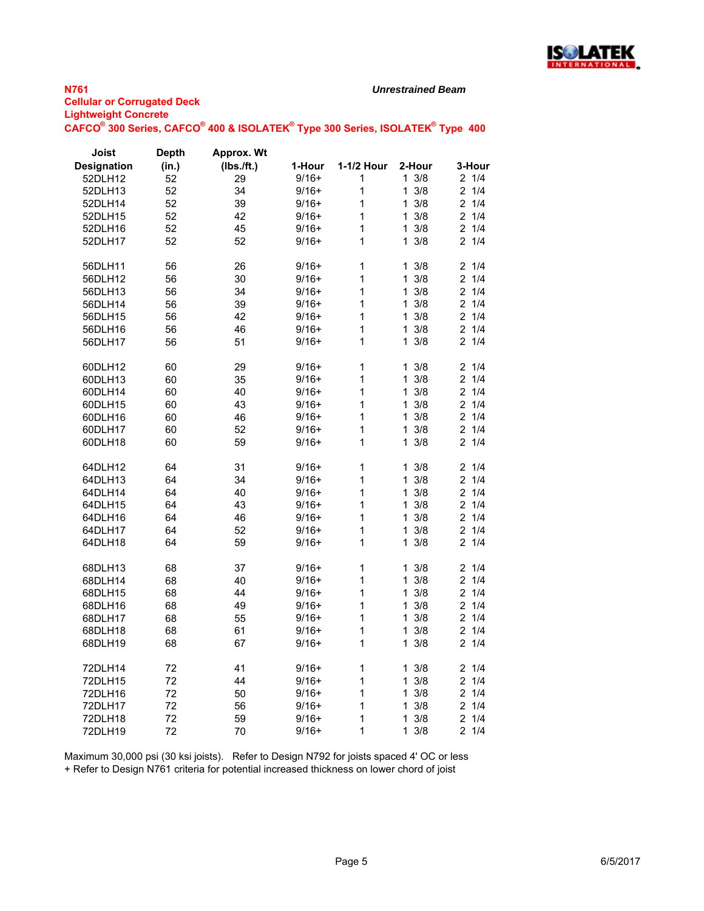**N761**

**Cellular or Corrugated Deck**

**Lightweight Concrete**

**CAFCO® 300 Series, CAFCO® 400 & ISOLATEK® Type 300 Series, ISOLATEK® Type 400**

***Unrestrained Beam***

| Joist Designation | Depth (in.) | Approx. Wt (lbs./ft.) | 1-Hour | 1-1/2 Hour | 2-Hour | 3-Hour |
|---|---|---|---|---|---|---|
| 52DLH12 | 52 | 29 | 9/16+ | 1 | 1 3/8 | 2 1/4 |
| 52DLH13 | 52 | 34 | 9/16+ | 1 | 1 3/8 | 2 1/4 |
| 52DLH14 | 52 | 39 | 9/16+ | 1 | 1 3/8 | 2 1/4 |
| 52DLH15 | 52 | 42 | 9/16+ | 1 | 1 3/8 | 2 1/4 |
| 52DLH16 | 52 | 45 | 9/16+ | 1 | 1 3/8 | 2 1/4 |
| 52DLH17 | 52 | 52 | 9/16+ | 1 | 1 3/8 | 2 1/4 |
| 56DLH11 | 56 | 26 | 9/16+ | 1 | 1 3/8 | 2 1/4 |
| 56DLH12 | 56 | 30 | 9/16+ | 1 | 1 3/8 | 2 1/4 |
| 56DLH13 | 56 | 34 | 9/16+ | 1 | 1 3/8 | 2 1/4 |
| 56DLH14 | 56 | 39 | 9/16+ | 1 | 1 3/8 | 2 1/4 |
| 56DLH15 | 56 | 42 | 9/16+ | 1 | 1 3/8 | 2 1/4 |
| 56DLH16 | 56 | 46 | 9/16+ | 1 | 1 3/8 | 2 1/4 |
| 56DLH17 | 56 | 51 | 9/16+ | 1 | 1 3/8 | 2 1/4 |
| 60DLH12 | 60 | 29 | 9/16+ | 1 | 1 3/8 | 2 1/4 |
| 60DLH13 | 60 | 35 | 9/16+ | 1 | 1 3/8 | 2 1/4 |
| 60DLH14 | 60 | 40 | 9/16+ | 1 | 1 3/8 | 2 1/4 |
| 60DLH15 | 60 | 43 | 9/16+ | 1 | 1 3/8 | 2 1/4 |
| 60DLH16 | 60 | 46 | 9/16+ | 1 | 1 3/8 | 2 1/4 |
| 60DLH17 | 60 | 52 | 9/16+ | 1 | 1 3/8 | 2 1/4 |
| 60DLH18 | 60 | 59 | 9/16+ | 1 | 1 3/8 | 2 1/4 |
| 64DLH12 | 64 | 31 | 9/16+ | 1 | 1 3/8 | 2 1/4 |
| 64DLH13 | 64 | 34 | 9/16+ | 1 | 1 3/8 | 2 1/4 |
| 64DLH14 | 64 | 40 | 9/16+ | 1 | 1 3/8 | 2 1/4 |
| 64DLH15 | 64 | 43 | 9/16+ | 1 | 1 3/8 | 2 1/4 |
| 64DLH16 | 64 | 46 | 9/16+ | 1 | 1 3/8 | 2 1/4 |
| 64DLH17 | 64 | 52 | 9/16+ | 1 | 1 3/8 | 2 1/4 |
| 64DLH18 | 64 | 59 | 9/16+ | 1 | 1 3/8 | 2 1/4 |
| 68DLH13 | 68 | 37 | 9/16+ | 1 | 1 3/8 | 2 1/4 |
| 68DLH14 | 68 | 40 | 9/16+ | 1 | 1 3/8 | 2 1/4 |
| 68DLH15 | 68 | 44 | 9/16+ | 1 | 1 3/8 | 2 1/4 |
| 68DLH16 | 68 | 49 | 9/16+ | 1 | 1 3/8 | 2 1/4 |
| 68DLH17 | 68 | 55 | 9/16+ | 1 | 1 3/8 | 2 1/4 |
| 68DLH18 | 68 | 61 | 9/16+ | 1 | 1 3/8 | 2 1/4 |
| 68DLH19 | 68 | 67 | 9/16+ | 1 | 1 3/8 | 2 1/4 |
| 72DLH14 | 72 | 41 | 9/16+ | 1 | 1 3/8 | 2 1/4 |
| 72DLH15 | 72 | 44 | 9/16+ | 1 | 1 3/8 | 2 1/4 |
| 72DLH16 | 72 | 50 | 9/16+ | 1 | 1 3/8 | 2 1/4 |
| 72DLH17 | 72 | 56 | 9/16+ | 1 | 1 3/8 | 2 1/4 |
| 72DLH18 | 72 | 59 | 9/16+ | 1 | 1 3/8 | 2 1/4 |
| 72DLH19 | 72 | 70 | 9/16+ | 1 | 1 3/8 | 2 1/4 |

Maximum 30,000 psi (30 ksi joists). Refer to Design N792 for joists spaced 4' OC or less

+ Refer to Design N761 criteria for potential increased thickness on lower chord of joist

6/5/2017